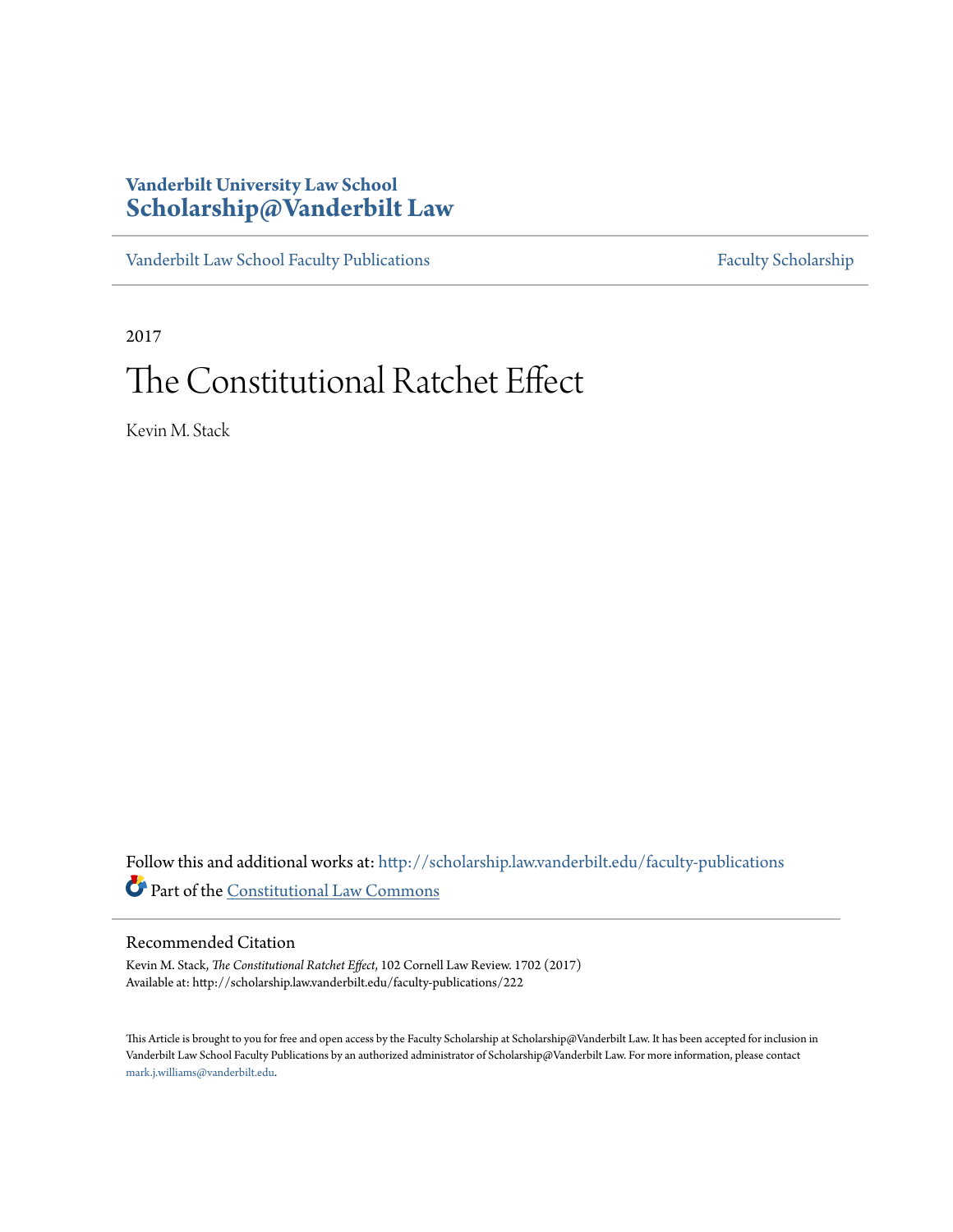**Vanderbilt University Law School**
**Scholarship@Vanderbilt Law**

Vanderbilt Law School Faculty Publications | Faculty Scholarship

2017

# The Constitutional Ratchet Effect

Kevin M. Stack

Follow this and additional works at: http://scholarship.law.vanderbilt.edu/faculty-publications
Part of the Constitutional Law Commons

## Recommended Citation

Kevin M. Stack, *The Constitutional Ratchet Effect*, 102 Cornell Law Review. 1702 (2017)
Available at: http://scholarship.law.vanderbilt.edu/faculty-publications/222

This Article is brought to you for free and open access by the Faculty Scholarship at Scholarship@Vanderbilt Law. It has been accepted for inclusion in Vanderbilt Law School Faculty Publications by an authorized administrator of Scholarship@Vanderbilt Law. For more information, please contact mark.j.williams@vanderbilt.edu.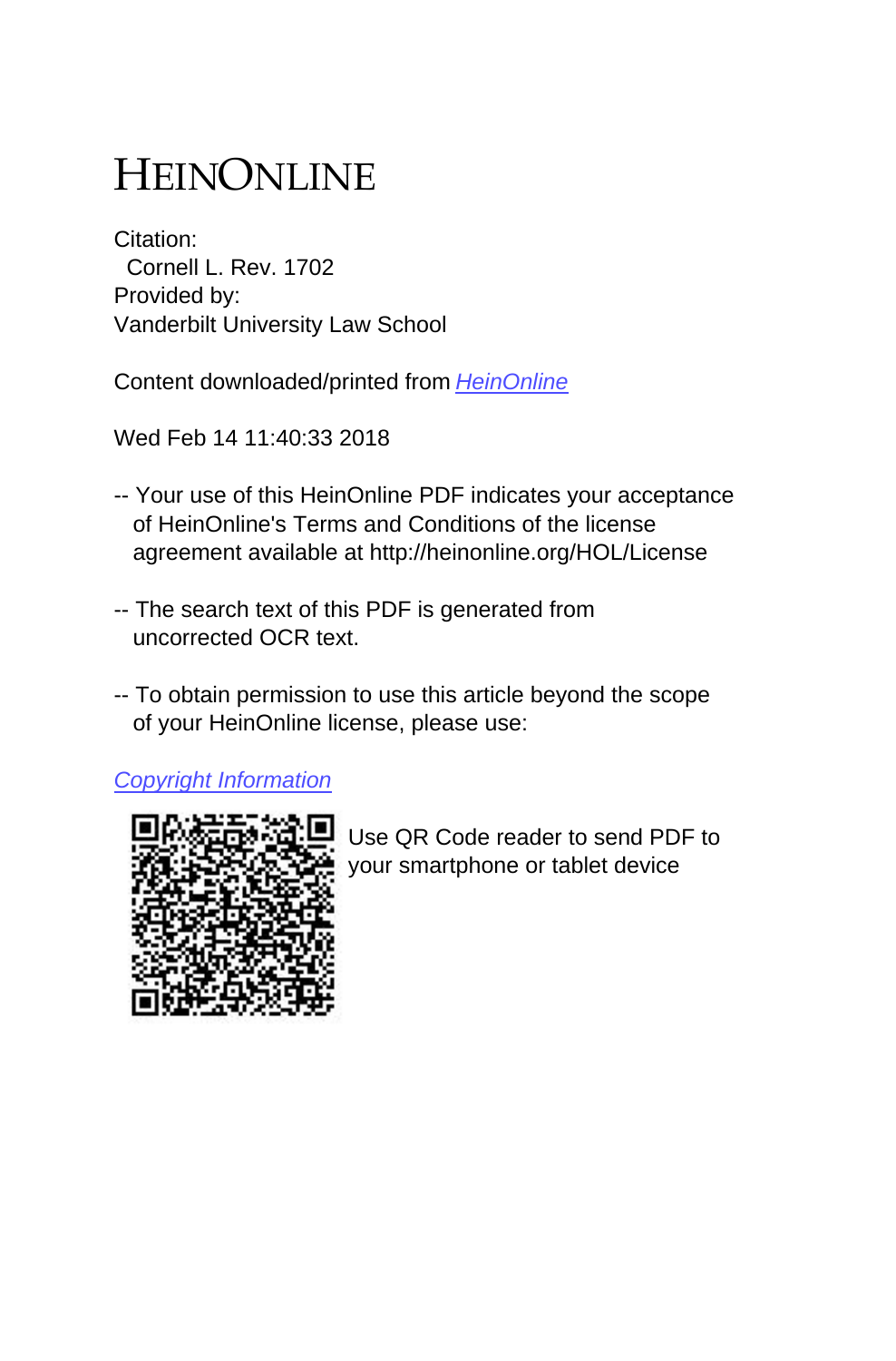# HEINONLINE

Citation:
Cornell L. Rev. 1702

Provided by:
Vanderbilt University Law School

Content downloaded/printed from HeinOnline

Wed Feb 14 11:40:33 2018

-- Your use of this HeinOnline PDF indicates your acceptance of HeinOnline's Terms and Conditions of the license agreement available at http://heinonline.org/HOL/License

-- The search text of this PDF is generated from uncorrected OCR text.

-- To obtain permission to use this article beyond the scope of your HeinOnline license, please use:

Copyright Information

Use QR Code reader to send PDF to your smartphone or tablet device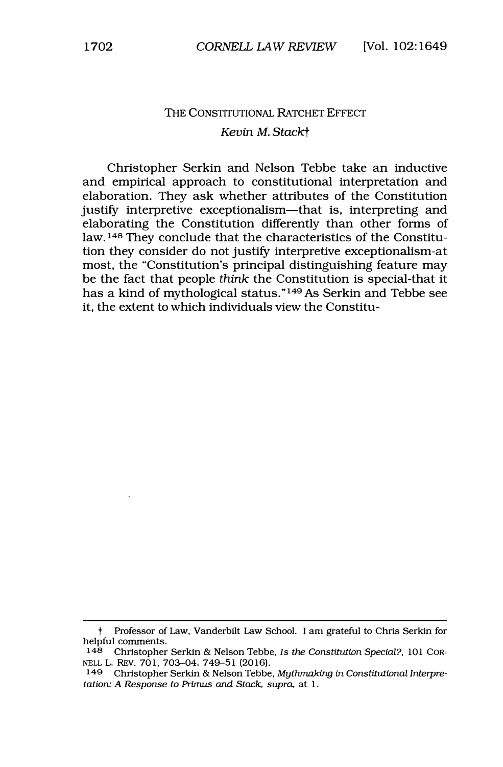## THE CONSTITUTIONAL RATCHET EFFECT

*Kevin M. Stack*†

Christopher Serkin and Nelson Tebbe take an inductive and empirical approach to constitutional interpretation and elaboration. They ask whether attributes of the Constitution justify interpretive exceptionalism—that is, interpreting and elaborating the Constitution differently than other forms of law.[148] They conclude that the characteristics of the Constitution they consider do not justify interpretive exceptionalism-at most, the "Constitution's principal distinguishing feature may be the fact that people *think* the Constitution is special-that it has a kind of mythological status."[149] As Serkin and Tebbe see it, the extent to which individuals view the Constitu-

---

† Professor of Law, Vanderbilt Law School. I am grateful to Chris Serkin for helpful comments.

148 Christopher Serkin & Nelson Tebbe, *Is the Constitution Special?*, 101 CORNELL L. REV. 701, 703–04, 749–51 (2016).

149 Christopher Serkin & Nelson Tebbe, *Mythmaking in Constitutional Interpretation: A Response to Primus and Stack*, *supra*, at 1.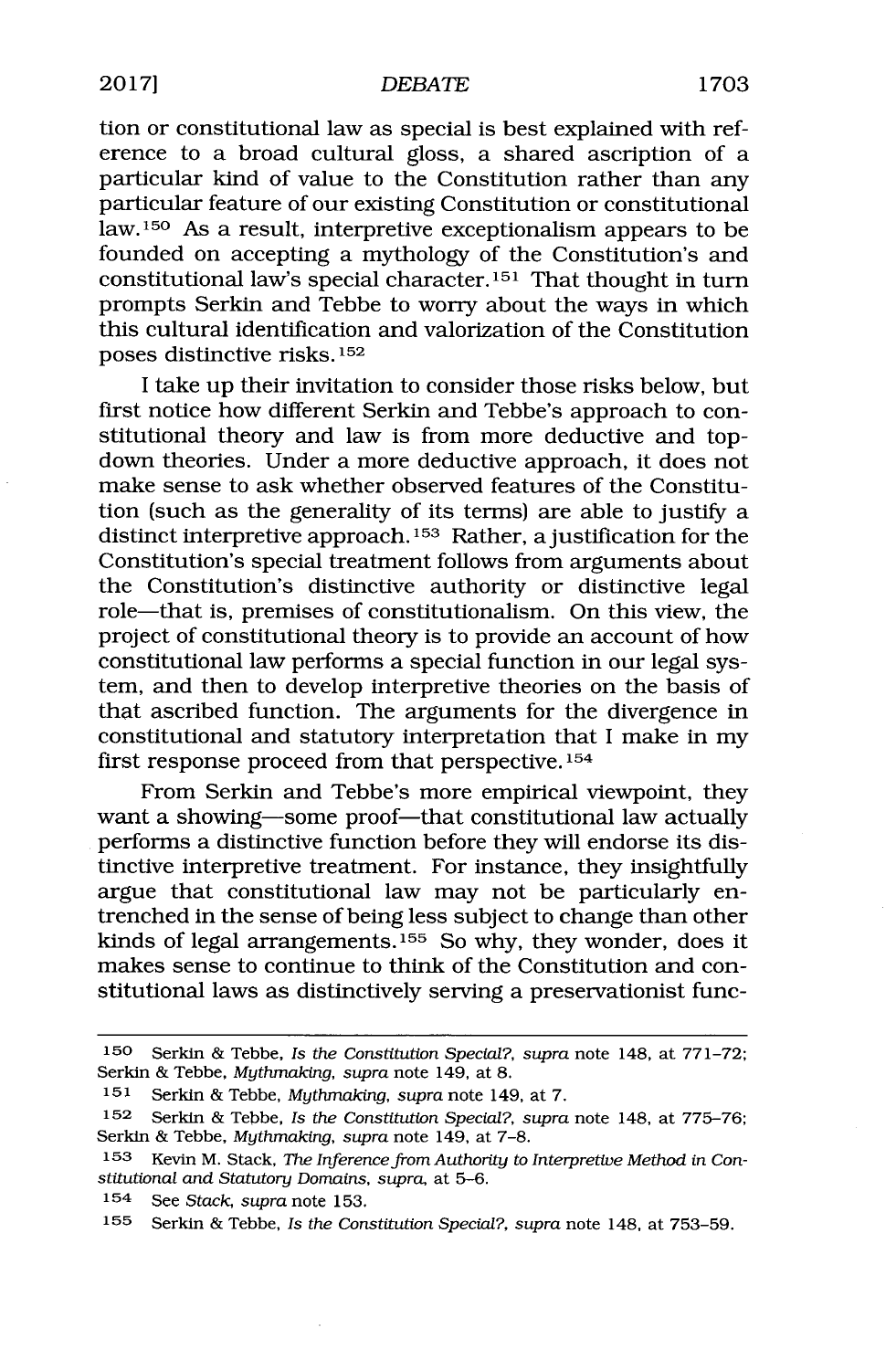tion or constitutional law as special is best explained with reference to a broad cultural gloss, a shared ascription of a particular kind of value to the Constitution rather than any particular feature of our existing Constitution or constitutional law.[150] As a result, interpretive exceptionalism appears to be founded on accepting a mythology of the Constitution's and constitutional law's special character.[151] That thought in turn prompts Serkin and Tebbe to worry about the ways in which this cultural identification and valorization of the Constitution poses distinctive risks.[152]

I take up their invitation to consider those risks below, but first notice how different Serkin and Tebbe's approach to constitutional theory and law is from more deductive and top-down theories. Under a more deductive approach, it does not make sense to ask whether observed features of the Constitution (such as the generality of its terms) are able to justify a distinct interpretive approach.[153] Rather, a justification for the Constitution's special treatment follows from arguments about the Constitution's distinctive authority or distinctive legal role—that is, premises of constitutionalism. On this view, the project of constitutional theory is to provide an account of how constitutional law performs a special function in our legal system, and then to develop interpretive theories on the basis of that ascribed function. The arguments for the divergence in constitutional and statutory interpretation that I make in my first response proceed from that perspective.[154]

From Serkin and Tebbe's more empirical viewpoint, they want a showing—some proof—that constitutional law actually performs a distinctive function before they will endorse its distinctive interpretive treatment. For instance, they insightfully argue that constitutional law may not be particularly entrenched in the sense of being less subject to change than other kinds of legal arrangements.[155] So why, they wonder, does it makes sense to continue to think of the Constitution and constitutional laws as distinctively serving a preservationist func-

---

[150] Serkin & Tebbe, *Is the Constitution Special?*, *supra* note 148, at 771–72; Serkin & Tebbe, *Mythmaking*, *supra* note 149, at 8.

[151] Serkin & Tebbe, *Mythmaking*, *supra* note 149, at 7.

[152] Serkin & Tebbe, *Is the Constitution Special?*, *supra* note 148, at 775–76; Serkin & Tebbe, *Mythmaking*, *supra* note 149, at 7–8.

[153] Kevin M. Stack, *The Inference from Authority to Interpretive Method in Constitutional and Statutory Domains*, *supra*, at 5–6.

[154] See *Stack*, *supra* note 153.

[155] Serkin & Tebbe, *Is the Constitution Special?*, *supra* note 148, at 753–59.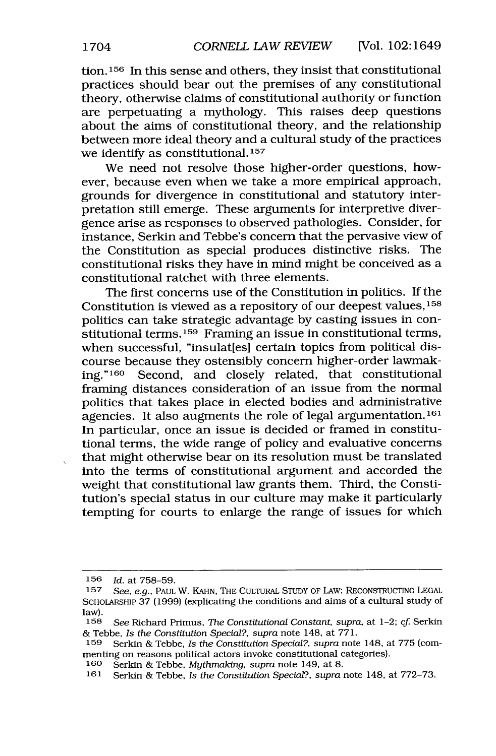tion.[156] In this sense and others, they insist that constitutional practices should bear out the premises of any constitutional theory, otherwise claims of constitutional authority or function are perpetuating a mythology. This raises deep questions about the aims of constitutional theory, and the relationship between more ideal theory and a cultural study of the practices we identify as constitutional.[157]

We need not resolve those higher-order questions, however, because even when we take a more empirical approach, grounds for divergence in constitutional and statutory interpretation still emerge. These arguments for interpretive divergence arise as responses to observed pathologies. Consider, for instance, Serkin and Tebbe's concern that the pervasive view of the Constitution as special produces distinctive risks. The constitutional risks they have in mind might be conceived as a constitutional ratchet with three elements.

The first concerns use of the Constitution in politics. If the Constitution is viewed as a repository of our deepest values,[158] politics can take strategic advantage by casting issues in constitutional terms.[159] Framing an issue in constitutional terms, when successful, "insulat[es] certain topics from political discourse because they ostensibly concern higher-order lawmaking."[160] Second, and closely related, that constitutional framing distances consideration of an issue from the normal politics that takes place in elected bodies and administrative agencies. It also augments the role of legal argumentation.[161] In particular, once an issue is decided or framed in constitutional terms, the wide range of policy and evaluative concerns that might otherwise bear on its resolution must be translated into the terms of constitutional argument and accorded the weight that constitutional law grants them. Third, the Constitution's special status in our culture may make it particularly tempting for courts to enlarge the range of issues for which

---

156 *Id.* at 758–59.

157 *See, e.g.*, PAUL W. KAHN, THE CULTURAL STUDY OF LAW: RECONSTRUCTING LEGAL SCHOLARSHIP 37 (1999) (explicating the conditions and aims of a cultural study of law).

158 *See* Richard Primus, *The Constitutional Constant*, *supra*, at 1–2; *cf.* Serkin & Tebbe, *Is the Constitution Special?*, *supra* note 148, at 771.

159 Serkin & Tebbe, *Is the Constitution Special?*, *supra* note 148, at 775 (commenting on reasons political actors invoke constitutional categories).

160 Serkin & Tebbe, *Mythmaking*, *supra* note 149, at 8.

161 Serkin & Tebbe, *Is the Constitution Special?*, *supra* note 148, at 772–73.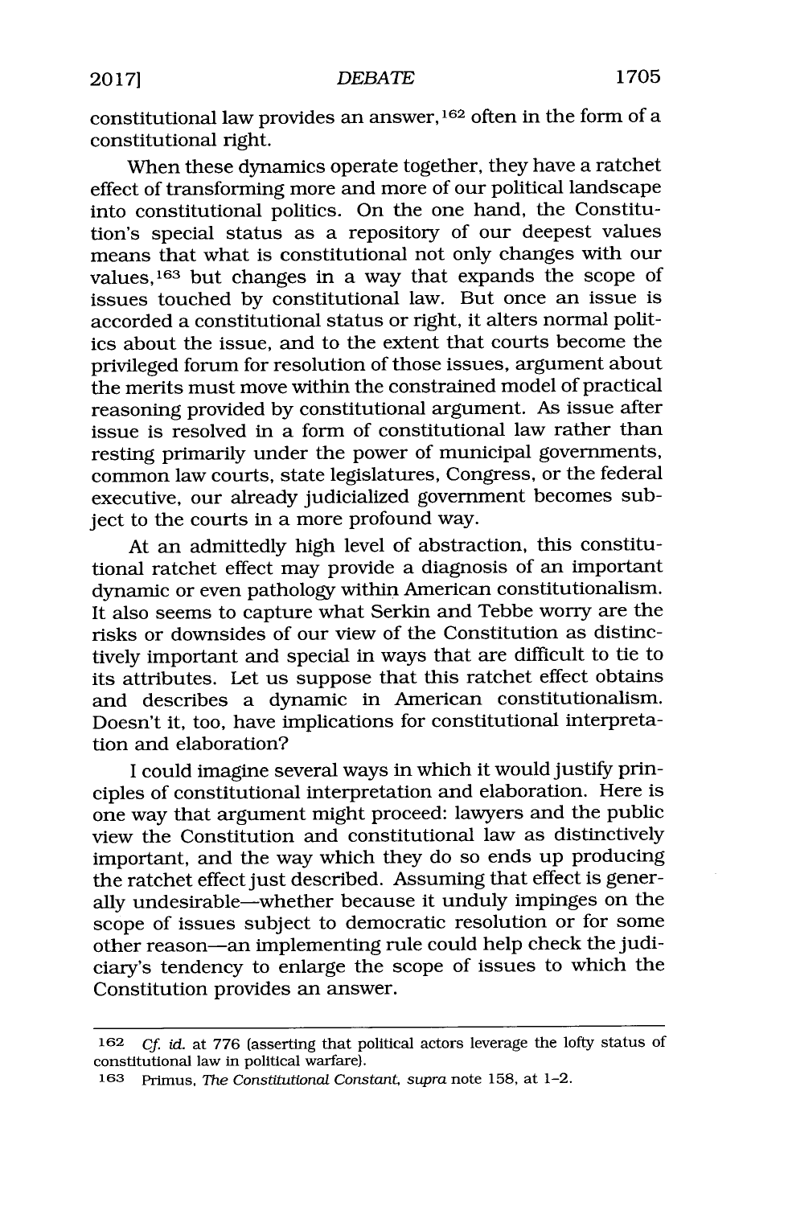constitutional law provides an answer,[162] often in the form of a constitutional right.

When these dynamics operate together, they have a ratchet effect of transforming more and more of our political landscape into constitutional politics. On the one hand, the Constitution's special status as a repository of our deepest values means that what is constitutional not only changes with our values,[163] but changes in a way that expands the scope of issues touched by constitutional law. But once an issue is accorded a constitutional status or right, it alters normal politics about the issue, and to the extent that courts become the privileged forum for resolution of those issues, argument about the merits must move within the constrained model of practical reasoning provided by constitutional argument. As issue after issue is resolved in a form of constitutional law rather than resting primarily under the power of municipal governments, common law courts, state legislatures, Congress, or the federal executive, our already judicialized government becomes subject to the courts in a more profound way.

At an admittedly high level of abstraction, this constitutional ratchet effect may provide a diagnosis of an important dynamic or even pathology within American constitutionalism. It also seems to capture what Serkin and Tebbe worry are the risks or downsides of our view of the Constitution as distinctively important and special in ways that are difficult to tie to its attributes. Let us suppose that this ratchet effect obtains and describes a dynamic in American constitutionalism. Doesn't it, too, have implications for constitutional interpretation and elaboration?

I could imagine several ways in which it would justify principles of constitutional interpretation and elaboration. Here is one way that argument might proceed: lawyers and the public view the Constitution and constitutional law as distinctively important, and the way which they do so ends up producing the ratchet effect just described. Assuming that effect is generally undesirable—whether because it unduly impinges on the scope of issues subject to democratic resolution or for some other reason—an implementing rule could help check the judiciary's tendency to enlarge the scope of issues to which the Constitution provides an answer.

---

162 *Cf. id.* at 776 (asserting that political actors leverage the lofty status of constitutional law in political warfare).

163 Primus, *The Constitutional Constant*, *supra* note 158, at 1–2.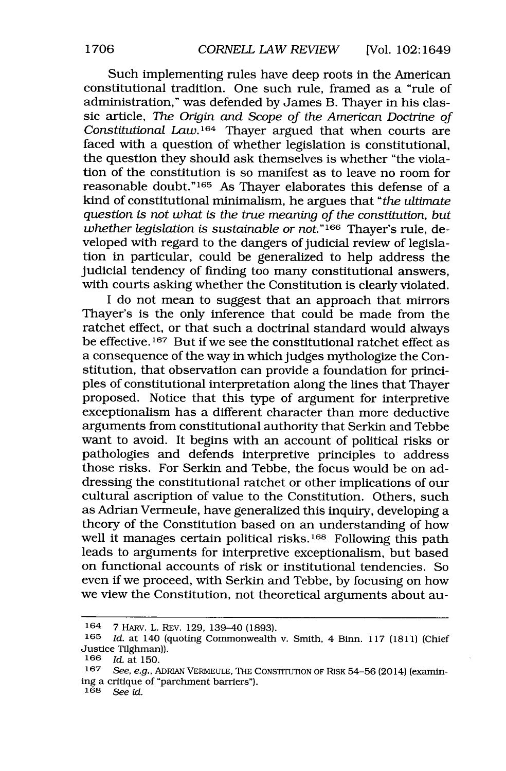Such implementing rules have deep roots in the American constitutional tradition. One such rule, framed as a "rule of administration," was defended by James B. Thayer in his classic article, *The Origin and Scope of the American Doctrine of Constitutional Law*.[164] Thayer argued that when courts are faced with a question of whether legislation is constitutional, the question they should ask themselves is whether "the violation of the constitution is so manifest as to leave no room for reasonable doubt."[165] As Thayer elaborates this defense of a kind of constitutional minimalism, he argues that "*the ultimate question is not what is the true meaning of the constitution, but whether legislation is sustainable or not*."[166] Thayer's rule, developed with regard to the dangers of judicial review of legislation in particular, could be generalized to help address the judicial tendency of finding too many constitutional answers, with courts asking whether the Constitution is clearly violated.

I do not mean to suggest that an approach that mirrors Thayer's is the only inference that could be made from the ratchet effect, or that such a doctrinal standard would always be effective.[167] But if we see the constitutional ratchet effect as a consequence of the way in which judges mythologize the Constitution, that observation can provide a foundation for principles of constitutional interpretation along the lines that Thayer proposed. Notice that this type of argument for interpretive exceptionalism has a different character than more deductive arguments from constitutional authority that Serkin and Tebbe want to avoid. It begins with an account of political risks or pathologies and defends interpretive principles to address those risks. For Serkin and Tebbe, the focus would be on addressing the constitutional ratchet or other implications of our cultural ascription of value to the Constitution. Others, such as Adrian Vermeule, have generalized this inquiry, developing a theory of the Constitution based on an understanding of how well it manages certain political risks.[168] Following this path leads to arguments for interpretive exceptionalism, but based on functional accounts of risk or institutional tendencies. So even if we proceed, with Serkin and Tebbe, by focusing on how we view the Constitution, not theoretical arguments about au-

---

164 7 HARV. L. REV. 129, 139–40 (1893).

165 *Id.* at 140 (quoting Commonwealth v. Smith, 4 Binn. 117 (1811) (Chief Justice Tilghman)).

166 *Id.* at 150.

167 *See, e.g.*, ADRIAN VERMEULE, THE CONSTITUTION OF RISK 54–56 (2014) (examining a critique of "parchment barriers").

168 *See id.*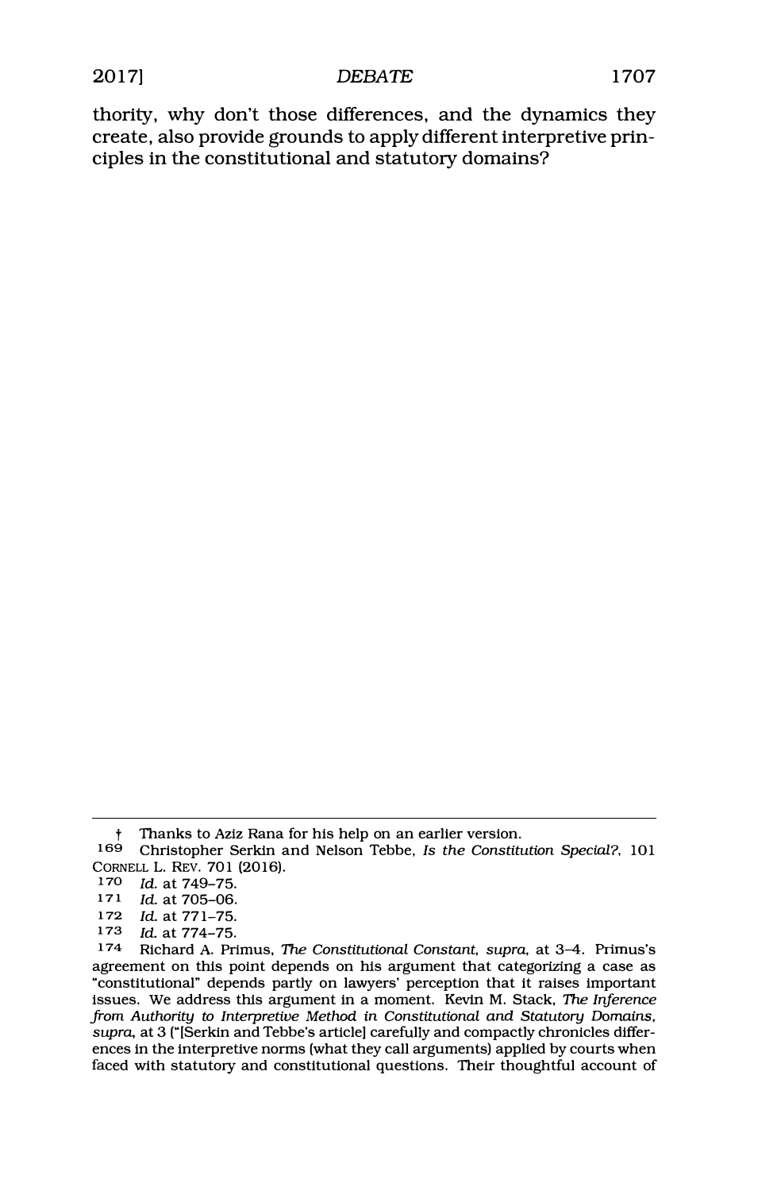thority, why don't those differences, and the dynamics they create, also provide grounds to apply different interpretive principles in the constitutional and statutory domains?

---

† Thanks to Aziz Rana for his help on an earlier version.

169 Christopher Serkin and Nelson Tebbe, *Is the Constitution Special?*, 101 CORNELL L. REV. 701 (2016).

170 *Id.* at 749–75.

171 *Id.* at 705–06.

172 *Id.* at 771–75.

173 *Id.* at 774–75.

174 Richard A. Primus, *The Constitutional Constant*, *supra*, at 3–4. Primus's agreement on this point depends on his argument that categorizing a case as "constitutional" depends partly on lawyers' perception that it raises important issues. We address this argument in a moment. Kevin M. Stack, *The Inference from Authority to Interpretive Method in Constitutional and Statutory Domains*, *supra*, at 3 ("[Serkin and Tebbe's article] carefully and compactly chronicles differences in the interpretive norms (what they call arguments) applied by courts when faced with statutory and constitutional questions. Their thoughtful account of